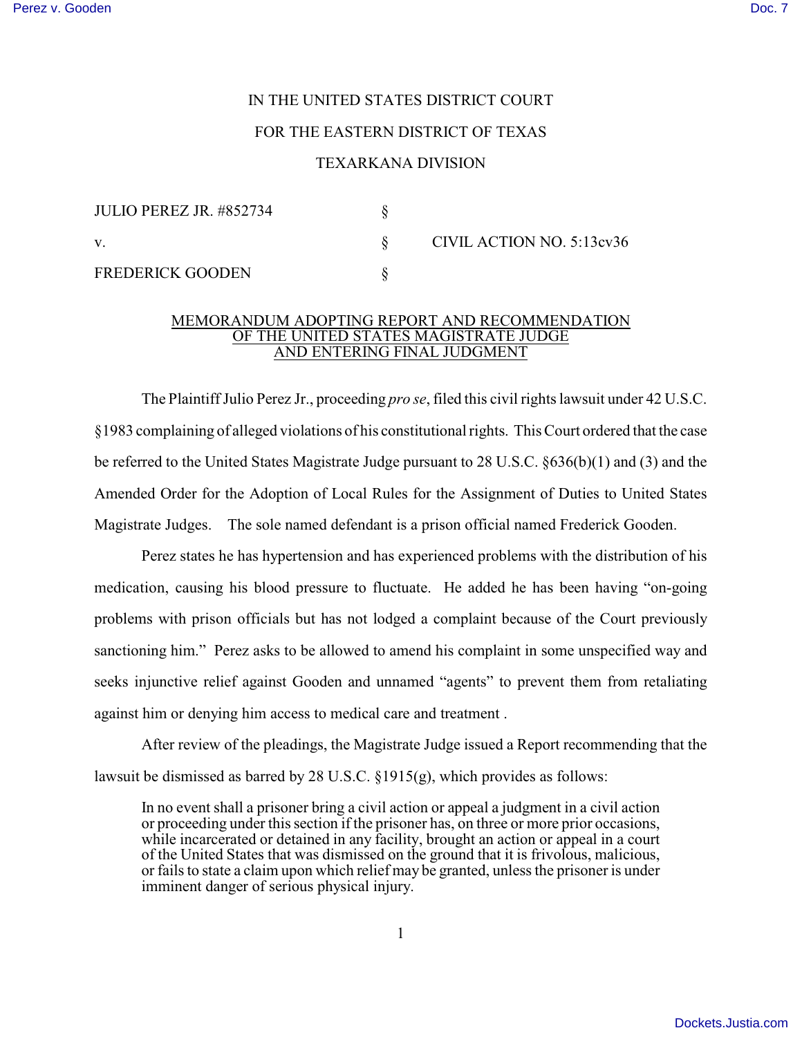IN THE UNITED STATES DISTRICT COURT

FOR THE EASTERN DISTRICT OF TEXAS

TEXARKANA DIVISION

| | | |
|---|---|---|
| JULIO PEREZ JR. #852734 | § | |
| v. | § | CIVIL ACTION NO. 5:13cv36 |
| FREDERICK GOODEN | § | |

MEMORANDUM ADOPTING REPORT AND RECOMMENDATION OF THE UNITED STATES MAGISTRATE JUDGE AND ENTERING FINAL JUDGMENT

The Plaintiff Julio Perez Jr., proceeding *pro se*, filed this civil rights lawsuit under 42 U.S.C. §1983 complaining of alleged violations of his constitutional rights. This Court ordered that the case be referred to the United States Magistrate Judge pursuant to 28 U.S.C. §636(b)(1) and (3) and the Amended Order for the Adoption of Local Rules for the Assignment of Duties to United States Magistrate Judges. The sole named defendant is a prison official named Frederick Gooden.

Perez states he has hypertension and has experienced problems with the distribution of his medication, causing his blood pressure to fluctuate. He added he has been having "on-going problems with prison officials but has not lodged a complaint because of the Court previously sanctioning him." Perez asks to be allowed to amend his complaint in some unspecified way and seeks injunctive relief against Gooden and unnamed "agents" to prevent them from retaliating against him or denying him access to medical care and treatment .

After review of the pleadings, the Magistrate Judge issued a Report recommending that the lawsuit be dismissed as barred by 28 U.S.C. §1915(g), which provides as follows:

> In no event shall a prisoner bring a civil action or appeal a judgment in a civil action or proceeding under this section if the prisoner has, on three or more prior occasions, while incarcerated or detained in any facility, brought an action or appeal in a court of the United States that was dismissed on the ground that it is frivolous, malicious, or fails to state a claim upon which relief may be granted, unless the prisoner is under imminent danger of serious physical injury.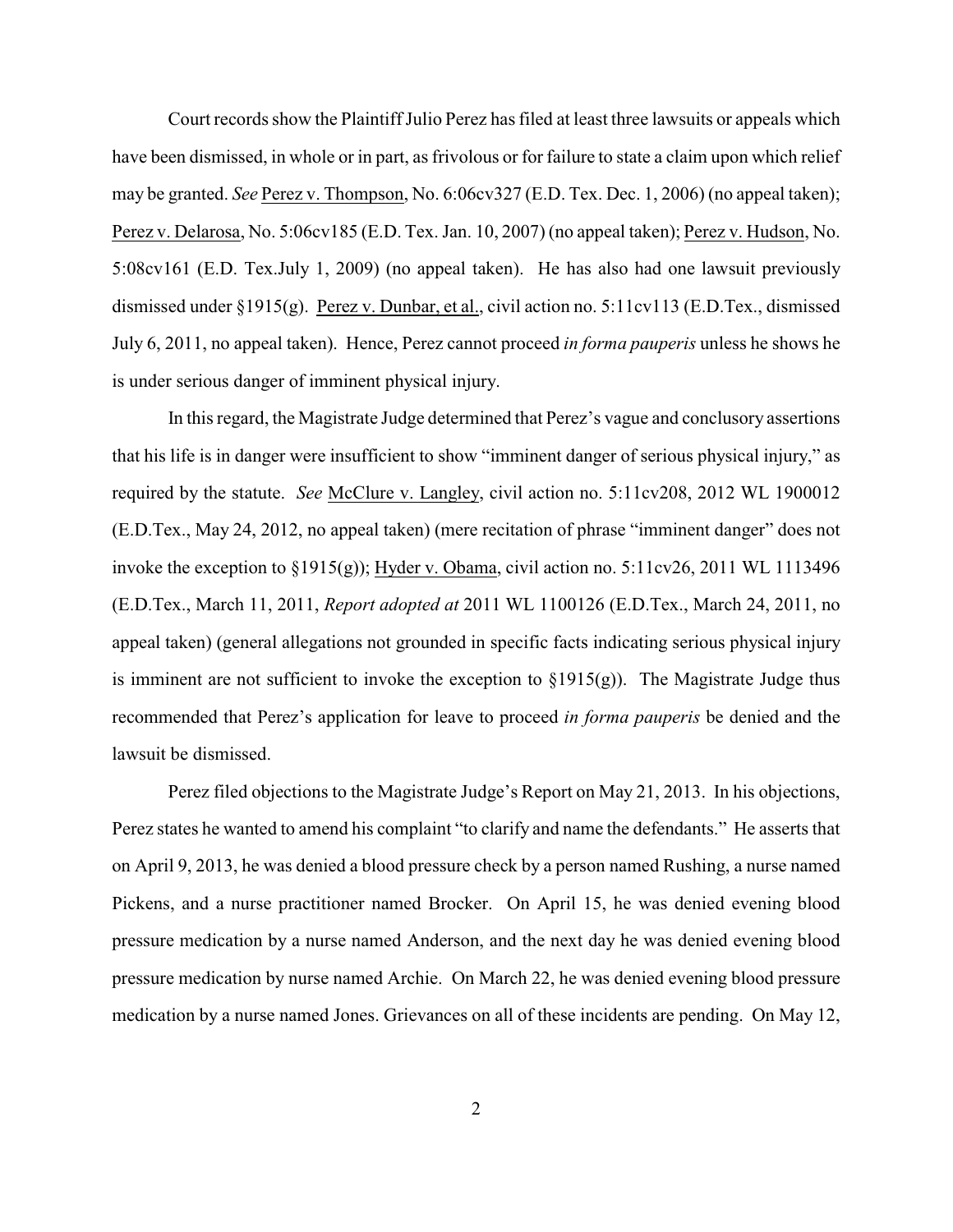Court records show the Plaintiff Julio Perez has filed at least three lawsuits or appeals which have been dismissed, in whole or in part, as frivolous or for failure to state a claim upon which relief may be granted. *See* Perez v. Thompson, No. 6:06cv327 (E.D. Tex. Dec. 1, 2006) (no appeal taken); Perez v. Delarosa, No. 5:06cv185 (E.D. Tex. Jan. 10, 2007) (no appeal taken); Perez v. Hudson, No. 5:08cv161 (E.D. Tex.July 1, 2009) (no appeal taken). He has also had one lawsuit previously dismissed under §1915(g). Perez v. Dunbar, et al., civil action no. 5:11cv113 (E.D.Tex., dismissed July 6, 2011, no appeal taken). Hence, Perez cannot proceed *in forma pauperis* unless he shows he is under serious danger of imminent physical injury.

In this regard, the Magistrate Judge determined that Perez's vague and conclusory assertions that his life is in danger were insufficient to show "imminent danger of serious physical injury," as required by the statute. *See* McClure v. Langley, civil action no. 5:11cv208, 2012 WL 1900012 (E.D.Tex., May 24, 2012, no appeal taken) (mere recitation of phrase "imminent danger" does not invoke the exception to §1915(g)); Hyder v. Obama, civil action no. 5:11cv26, 2011 WL 1113496 (E.D.Tex., March 11, 2011, *Report adopted at* 2011 WL 1100126 (E.D.Tex., March 24, 2011, no appeal taken) (general allegations not grounded in specific facts indicating serious physical injury is imminent are not sufficient to invoke the exception to §1915(g)). The Magistrate Judge thus recommended that Perez's application for leave to proceed *in forma pauperis* be denied and the lawsuit be dismissed.

Perez filed objections to the Magistrate Judge's Report on May 21, 2013. In his objections, Perez states he wanted to amend his complaint "to clarify and name the defendants." He asserts that on April 9, 2013, he was denied a blood pressure check by a person named Rushing, a nurse named Pickens, and a nurse practitioner named Brocker. On April 15, he was denied evening blood pressure medication by a nurse named Anderson, and the next day he was denied evening blood pressure medication by nurse named Archie. On March 22, he was denied evening blood pressure medication by a nurse named Jones. Grievances on all of these incidents are pending. On May 12,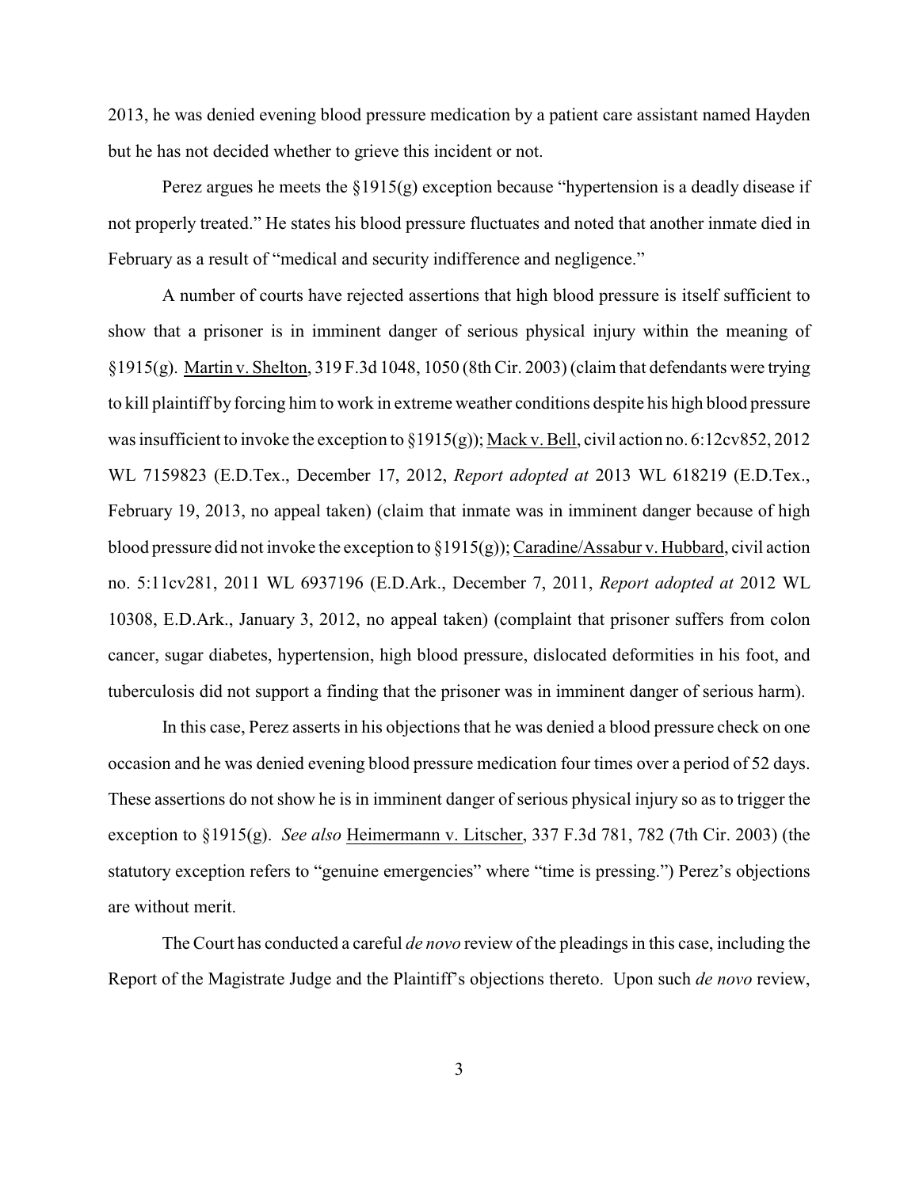2013, he was denied evening blood pressure medication by a patient care assistant named Hayden but he has not decided whether to grieve this incident or not.

Perez argues he meets the §1915(g) exception because "hypertension is a deadly disease if not properly treated." He states his blood pressure fluctuates and noted that another inmate died in February as a result of "medical and security indifference and negligence."

A number of courts have rejected assertions that high blood pressure is itself sufficient to show that a prisoner is in imminent danger of serious physical injury within the meaning of §1915(g). Martin v. Shelton, 319 F.3d 1048, 1050 (8th Cir. 2003) (claim that defendants were trying to kill plaintiff by forcing him to work in extreme weather conditions despite his high blood pressure was insufficient to invoke the exception to §1915(g)); Mack v. Bell, civil action no. 6:12cv852, 2012 WL 7159823 (E.D.Tex., December 17, 2012, *Report adopted at* 2013 WL 618219 (E.D.Tex., February 19, 2013, no appeal taken) (claim that inmate was in imminent danger because of high blood pressure did not invoke the exception to §1915(g)); Caradine/Assabur v. Hubbard, civil action no. 5:11cv281, 2011 WL 6937196 (E.D.Ark., December 7, 2011, *Report adopted at* 2012 WL 10308, E.D.Ark., January 3, 2012, no appeal taken) (complaint that prisoner suffers from colon cancer, sugar diabetes, hypertension, high blood pressure, dislocated deformities in his foot, and tuberculosis did not support a finding that the prisoner was in imminent danger of serious harm).

In this case, Perez asserts in his objections that he was denied a blood pressure check on one occasion and he was denied evening blood pressure medication four times over a period of 52 days. These assertions do not show he is in imminent danger of serious physical injury so as to trigger the exception to §1915(g). *See also* Heimermann v. Litscher, 337 F.3d 781, 782 (7th Cir. 2003) (the statutory exception refers to "genuine emergencies" where "time is pressing.") Perez's objections are without merit.

The Court has conducted a careful *de novo* review of the pleadings in this case, including the Report of the Magistrate Judge and the Plaintiff's objections thereto. Upon such *de novo* review,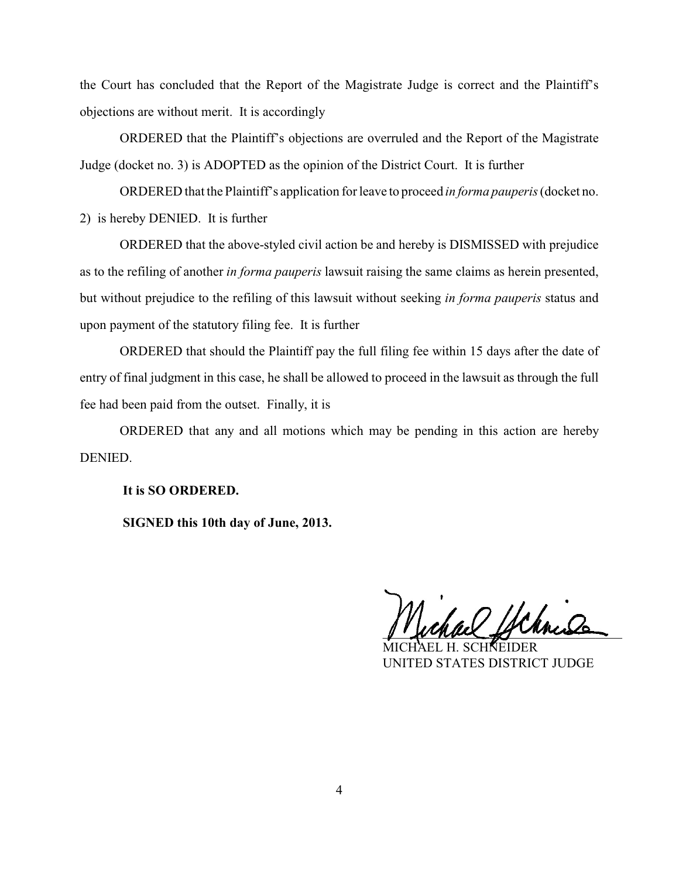the Court has concluded that the Report of the Magistrate Judge is correct and the Plaintiff's objections are without merit. It is accordingly

ORDERED that the Plaintiff's objections are overruled and the Report of the Magistrate Judge (docket no. 3) is ADOPTED as the opinion of the District Court. It is further

ORDERED that the Plaintiff's application for leave to proceed *in forma pauperis* (docket no. 2) is hereby DENIED. It is further

ORDERED that the above-styled civil action be and hereby is DISMISSED with prejudice as to the refiling of another *in forma pauperis* lawsuit raising the same claims as herein presented, but without prejudice to the refiling of this lawsuit without seeking *in forma pauperis* status and upon payment of the statutory filing fee. It is further

ORDERED that should the Plaintiff pay the full filing fee within 15 days after the date of entry of final judgment in this case, he shall be allowed to proceed in the lawsuit as through the full fee had been paid from the outset. Finally, it is

ORDERED that any and all motions which may be pending in this action are hereby DENIED.

**It is SO ORDERED.**

**SIGNED this 10th day of June, 2013.**

MICHAEL H. SCHNEIDER
UNITED STATES DISTRICT JUDGE